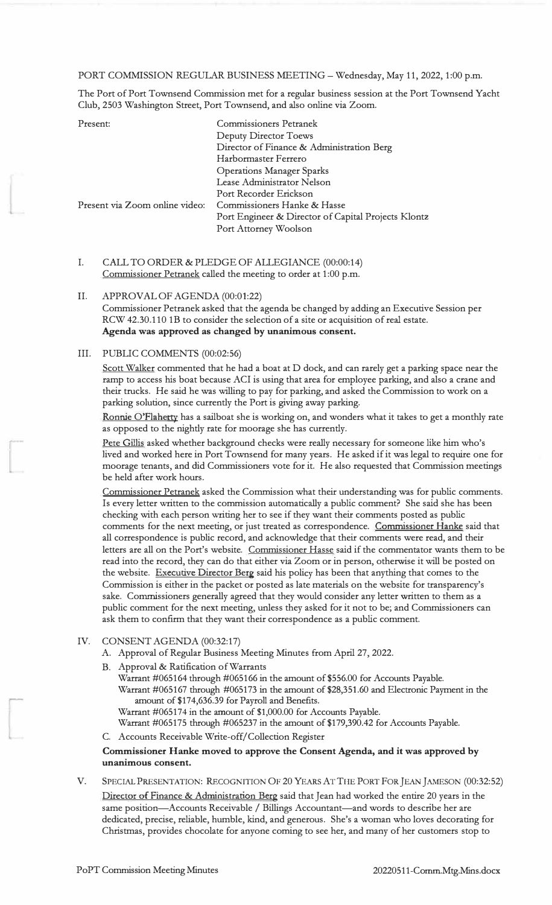PORT COMMISSION REGULAR BUSINESS MEETING – Wednesday, May 11, 2022, 1:00 p.m.

The Port of Port Townsend Commission met for a regular business session at the Port Townsend Yacht Club, 2503 Washington Street, Port Townsend, and also online via Zoom.

| | |
|---|---|
| Present: | Commissioners Petranek |
| | Deputy Director Toews |
| | Director of Finance & Administration Berg |
| | Harbormaster Ferrero |
| | Operations Manager Sparks |
| | Lease Administrator Nelson |
| | Port Recorder Erickson |
| Present via Zoom online video: | Commissioners Hanke & Hasse |
| | Port Engineer & Director of Capital Projects Klontz |
| | Port Attorney Woolson |

I. CALL TO ORDER & PLEDGE OF ALLEGIANCE (00:00:14)

Commissioner Petranek called the meeting to order at 1:00 p.m.

II. APPROVAL OF AGENDA (00:01:22)

Commissioner Petranek asked that the agenda be changed by adding an Executive Session per RCW 42.30.110 1B to consider the selection of a site or acquisition of real estate.

**Agenda was approved as changed by unanimous consent.**

III. PUBLIC COMMENTS (00:02:56)

Scott Walker commented that he had a boat at D dock, and can rarely get a parking space near the ramp to access his boat because ACI is using that area for employee parking, and also a crane and their trucks. He said he was willing to pay for parking, and asked the Commission to work on a parking solution, since currently the Port is giving away parking.

Ronnie O'Flaherty has a sailboat she is working on, and wonders what it takes to get a monthly rate as opposed to the nightly rate for moorage she has currently.

Pete Gillis asked whether background checks were really necessary for someone like him who's lived and worked here in Port Townsend for many years. He asked if it was legal to require one for moorage tenants, and did Commissioners vote for it. He also requested that Commission meetings be held after work hours.

Commissioner Petranek asked the Commission what their understanding was for public comments. Is every letter written to the commission automatically a public comment? She said she has been checking with each person writing her to see if they want their comments posted as public comments for the next meeting, or just treated as correspondence. Commissioner Hanke said that all correspondence is public record, and acknowledge that their comments were read, and their letters are all on the Port's website. Commissioner Hasse said if the commentator wants them to be read into the record, they can do that either via Zoom or in person, otherwise it will be posted on the website. Executive Director Berg said his policy has been that anything that comes to the Commission is either in the packet or posted as late materials on the website for transparency's sake. Commissioners generally agreed that they would consider any letter written to them as a public comment for the next meeting, unless they asked for it not to be; and Commissioners can ask them to confirm that they want their correspondence as a public comment.

IV. CONSENT AGENDA (00:32:17)

A. Approval of Regular Business Meeting Minutes from April 27, 2022.

B. Approval & Ratification of Warrants

Warrant #065164 through #065166 in the amount of $556.00 for Accounts Payable.

Warrant #065167 through #065173 in the amount of $28,351.60 and Electronic Payment in the amount of $174,636.39 for Payroll and Benefits.

Warrant #065174 in the amount of $1,000.00 for Accounts Payable.

Warrant #065175 through #065237 in the amount of $179,390.42 for Accounts Payable.

C. Accounts Receivable Write-off/Collection Register

**Commissioner Hanke moved to approve the Consent Agenda, and it was approved by unanimous consent.**

V. SPECIAL PRESENTATION: RECOGNITION OF 20 YEARS AT THE PORT FOR JEAN JAMESON (00:32:52)

Director of Finance & Administration Berg said that Jean had worked the entire 20 years in the same position—Accounts Receivable / Billings Accountant—and words to describe her are dedicated, precise, reliable, humble, kind, and generous. She's a woman who loves decorating for Christmas, provides chocolate for anyone coming to see her, and many of her customers stop to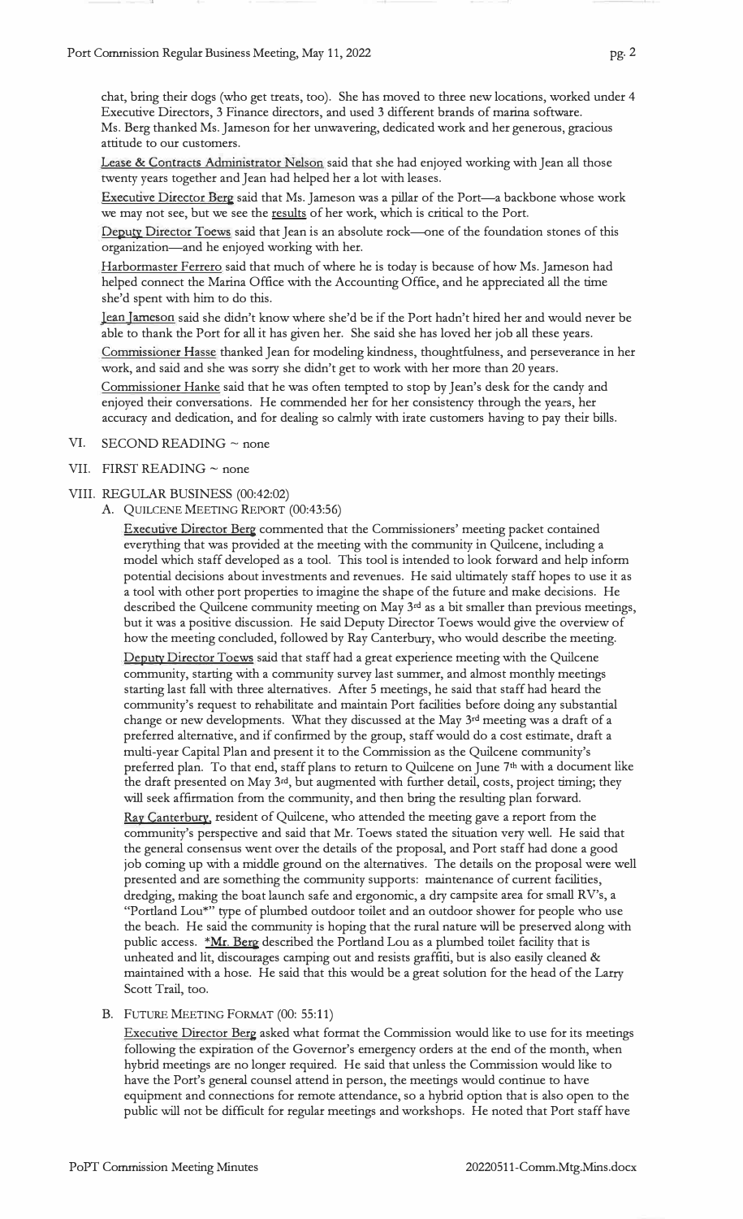chat, bring their dogs (who get treats, too). She has moved to three new locations, worked under 4 Executive Directors, 3 Finance directors, and used 3 different brands of marina software. Ms. Berg thanked Ms. Jameson for her unwavering, dedicated work and her generous, gracious attitude to our customers.

Lease & Contracts Administrator Nelson said that she had enjoyed working with Jean all those twenty years together and Jean had helped her a lot with leases.

Executive Director Berg said that Ms. Jameson was a pillar of the Port—a backbone whose work we may not see, but we see the results of her work, which is critical to the Port.

Deputy Director Toews said that Jean is an absolute rock—one of the foundation stones of this organization—and he enjoyed working with her.

Harbormaster Ferrero said that much of where he is today is because of how Ms. Jameson had helped connect the Marina Office with the Accounting Office, and he appreciated all the time she'd spent with him to do this.

Jean Jameson said she didn't know where she'd be if the Port hadn't hired her and would never be able to thank the Port for all it has given her. She said she has loved her job all these years.

Commissioner Hasse thanked Jean for modeling kindness, thoughtfulness, and perseverance in her work, and said and she was sorry she didn't get to work with her more than 20 years.

Commissioner Hanke said that he was often tempted to stop by Jean's desk for the candy and enjoyed their conversations. He commended her for her consistency through the years, her accuracy and dedication, and for dealing so calmly with irate customers having to pay their bills.

VI. SECOND READING ~ none

VII. FIRST READING ~ none

VIII. REGULAR BUSINESS (00:42:02)

A. QUILCENE MEETING REPORT (00:43:56)

Executive Director Berg commented that the Commissioners' meeting packet contained everything that was provided at the meeting with the community in Quilcene, including a model which staff developed as a tool. This tool is intended to look forward and help inform potential decisions about investments and revenues. He said ultimately staff hopes to use it as a tool with other port properties to imagine the shape of the future and make decisions. He described the Quilcene community meeting on May 3rd as a bit smaller than previous meetings, but it was a positive discussion. He said Deputy Director Toews would give the overview of how the meeting concluded, followed by Ray Canterbury, who would describe the meeting.

Deputy Director Toews said that staff had a great experience meeting with the Quilcene community, starting with a community survey last summer, and almost monthly meetings starting last fall with three alternatives. After 5 meetings, he said that staff had heard the community's request to rehabilitate and maintain Port facilities before doing any substantial change or new developments. What they discussed at the May 3rd meeting was a draft of a preferred alternative, and if confirmed by the group, staff would do a cost estimate, draft a multi-year Capital Plan and present it to the Commission as the Quilcene community's preferred plan. To that end, staff plans to return to Quilcene on June 7th with a document like the draft presented on May 3rd, but augmented with further detail, costs, project timing; they will seek affirmation from the community, and then bring the resulting plan forward.

Ray Canterbury, resident of Quilcene, who attended the meeting gave a report from the community's perspective and said that Mr. Toews stated the situation very well. He said that the general consensus went over the details of the proposal, and Port staff had done a good job coming up with a middle ground on the alternatives. The details on the proposal were well presented and are something the community supports: maintenance of current facilities, dredging, making the boat launch safe and ergonomic, a dry campsite area for small RV's, a "Portland Lou*" type of plumbed outdoor toilet and an outdoor shower for people who use the beach. He said the community is hoping that the rural nature will be preserved along with public access. *Mr. Berg described the Portland Lou as a plumbed toilet facility that is unheated and lit, discourages camping out and resists graffiti, but is also easily cleaned & maintained with a hose. He said that this would be a great solution for the head of the Larry Scott Trail, too.

B. FUTURE MEETING FORMAT (00: 55:11)

Executive Director Berg asked what format the Commission would like to use for its meetings following the expiration of the Governor's emergency orders at the end of the month, when hybrid meetings are no longer required. He said that unless the Commission would like to have the Port's general counsel attend in person, the meetings would continue to have equipment and connections for remote attendance, so a hybrid option that is also open to the public will not be difficult for regular meetings and workshops. He noted that Port staff have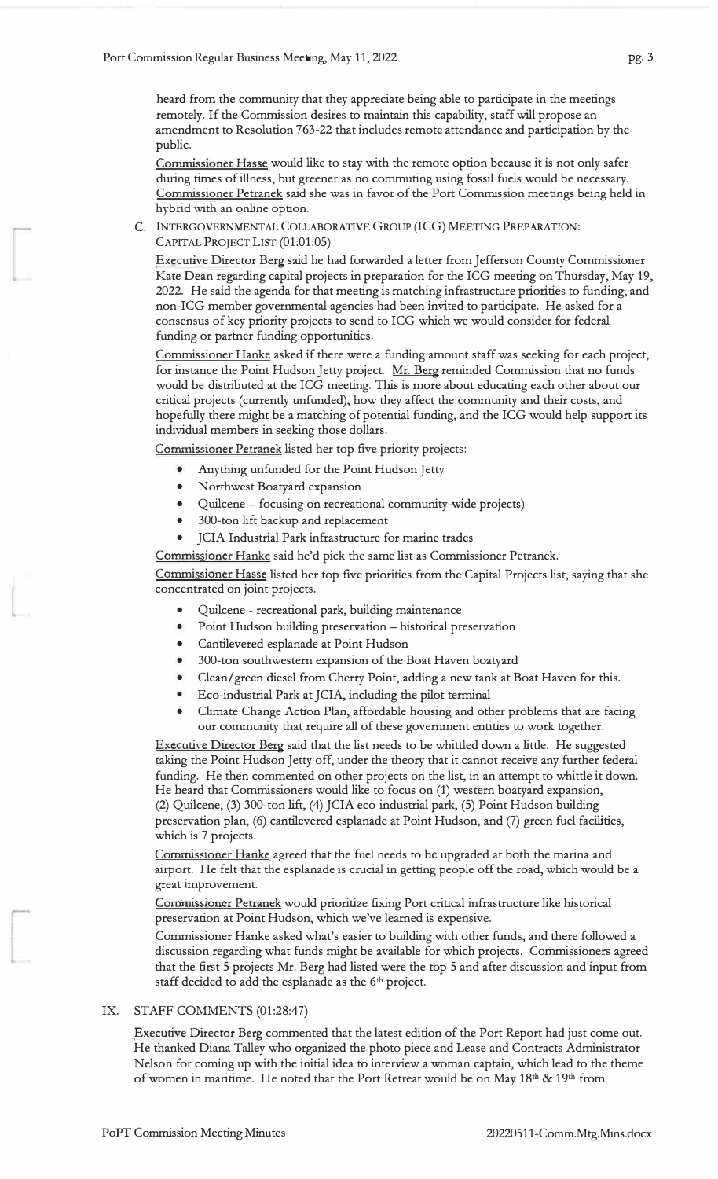heard from the community that they appreciate being able to participate in the meetings remotely. If the Commission desires to maintain this capability, staff will propose an amendment to Resolution 763-22 that includes remote attendance and participation by the public.

Commissioner Hasse would like to stay with the remote option because it is not only safer during times of illness, but greener as no commuting using fossil fuels would be necessary. Commissioner Petranek said she was in favor of the Port Commission meetings being held in hybrid with an online option.

C. INTERGOVERNMENTAL COLLABORATIVE GROUP (ICG) MEETING PREPARATION: CAPITAL PROJECT LIST (01:01:05)

Executive Director Berg said he had forwarded a letter from Jefferson County Commissioner Kate Dean regarding capital projects in preparation for the ICG meeting on Thursday, May 19, 2022. He said the agenda for that meeting is matching infrastructure priorities to funding, and non-ICG member governmental agencies had been invited to participate. He asked for a consensus of key priority projects to send to ICG which we would consider for federal funding or partner funding opportunities.

Commissioner Hanke asked if there were a funding amount staff was seeking for each project, for instance the Point Hudson Jetty project. Mr. Berg reminded Commission that no funds would be distributed at the ICG meeting. This is more about educating each other about our critical projects (currently unfunded), how they affect the community and their costs, and hopefully there might be a matching of potential funding, and the ICG would help support its individual members in seeking those dollars.

Commissioner Petranek listed her top five priority projects:

- Anything unfunded for the Point Hudson Jetty
- Northwest Boatyard expansion
- Quilcene – focusing on recreational community-wide projects)
- 300-ton lift backup and replacement
- JCIA Industrial Park infrastructure for marine trades

Commissioner Hanke said he'd pick the same list as Commissioner Petranek.

Commissioner Hasse listed her top five priorities from the Capital Projects list, saying that she concentrated on joint projects.

- Quilcene - recreational park, building maintenance
- Point Hudson building preservation – historical preservation
- Cantilevered esplanade at Point Hudson
- 300-ton southwestern expansion of the Boat Haven boatyard
- Clean/green diesel from Cherry Point, adding a new tank at Boat Haven for this.
- Eco-industrial Park at JCIA, including the pilot terminal
- Climate Change Action Plan, affordable housing and other problems that are facing our community that require all of these government entities to work together.

Executive Director Berg said that the list needs to be whittled down a little. He suggested taking the Point Hudson Jetty off, under the theory that it cannot receive any further federal funding. He then commented on other projects on the list, in an attempt to whittle it down. He heard that Commissioners would like to focus on (1) western boatyard expansion, (2) Quilcene, (3) 300-ton lift, (4) JCIA eco-industrial park, (5) Point Hudson building preservation plan, (6) cantilevered esplanade at Point Hudson, and (7) green fuel facilities, which is 7 projects.

Commissioner Hanke agreed that the fuel needs to be upgraded at both the marina and airport. He felt that the esplanade is crucial in getting people off the road, which would be a great improvement.

Commissioner Petranek would prioritize fixing Port critical infrastructure like historical preservation at Point Hudson, which we've learned is expensive.

Commissioner Hanke asked what's easier to building with other funds, and there followed a discussion regarding what funds might be available for which projects. Commissioners agreed that the first 5 projects Mr. Berg had listed were the top 5 and after discussion and input from staff decided to add the esplanade as the 6th project.

## IX. STAFF COMMENTS (01:28:47)

Executive Director Berg commented that the latest edition of the Port Report had just come out. He thanked Diana Talley who organized the photo piece and Lease and Contracts Administrator Nelson for coming up with the initial idea to interview a woman captain, which lead to the theme of women in maritime. He noted that the Port Retreat would be on May 18th & 19th from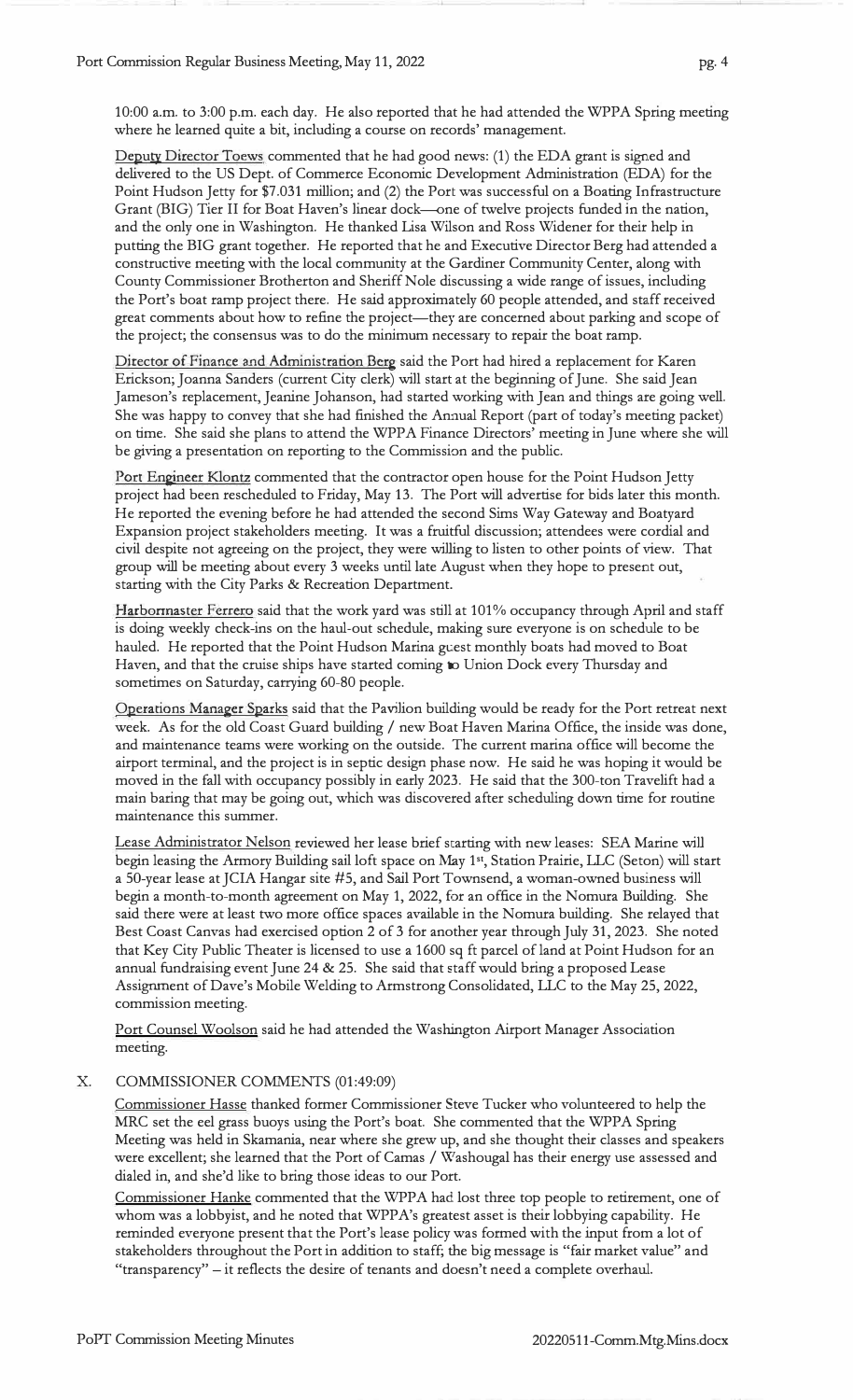10:00 a.m. to 3:00 p.m. each day. He also reported that he had attended the WPPA Spring meeting where he learned quite a bit, including a course on records' management.

Deputy Director Toews commented that he had good news: (1) the EDA grant is signed and delivered to the US Dept. of Commerce Economic Development Administration (EDA) for the Point Hudson Jetty for $7.031 million; and (2) the Port was successful on a Boating Infrastructure Grant (BIG) Tier II for Boat Haven's linear dock—one of twelve projects funded in the nation, and the only one in Washington. He thanked Lisa Wilson and Ross Widener for their help in putting the BIG grant together. He reported that he and Executive Director Berg had attended a constructive meeting with the local community at the Gardiner Community Center, along with County Commissioner Brotherton and Sheriff Nole discussing a wide range of issues, including the Port's boat ramp project there. He said approximately 60 people attended, and staff received great comments about how to refine the project—they are concerned about parking and scope of the project; the consensus was to do the minimum necessary to repair the boat ramp.

Director of Finance and Administration Berg said the Port had hired a replacement for Karen Erickson; Joanna Sanders (current City clerk) will start at the beginning of June. She said Jean Jameson's replacement, Jeanine Johanson, had started working with Jean and things are going well. She was happy to convey that she had finished the Annual Report (part of today's meeting packet) on time. She said she plans to attend the WPPA Finance Directors' meeting in June where she will be giving a presentation on reporting to the Commission and the public.

Port Engineer Klontz commented that the contractor open house for the Point Hudson Jetty project had been rescheduled to Friday, May 13. The Port will advertise for bids later this month. He reported the evening before he had attended the second Sims Way Gateway and Boatyard Expansion project stakeholders meeting. It was a fruitful discussion; attendees were cordial and civil despite not agreeing on the project, they were willing to listen to other points of view. That group will be meeting about every 3 weeks until late August when they hope to present out, starting with the City Parks & Recreation Department.

Harbormaster Ferrero said that the work yard was still at 101% occupancy through April and staff is doing weekly check-ins on the haul-out schedule, making sure everyone is on schedule to be hauled. He reported that the Point Hudson Marina guest monthly boats had moved to Boat Haven, and that the cruise ships have started coming to Union Dock every Thursday and sometimes on Saturday, carrying 60-80 people.

Operations Manager Sparks said that the Pavilion building would be ready for the Port retreat next week. As for the old Coast Guard building / new Boat Haven Marina Office, the inside was done, and maintenance teams were working on the outside. The current marina office will become the airport terminal, and the project is in septic design phase now. He said he was hoping it would be moved in the fall with occupancy possibly in early 2023. He said that the 300-ton Travelift had a main baring that may be going out, which was discovered after scheduling down time for routine maintenance this summer.

Lease Administrator Nelson reviewed her lease brief starting with new leases: SEA Marine will begin leasing the Armory Building sail loft space on May 1st, Station Prairie, LLC (Seton) will start a 50-year lease at JCIA Hangar site #5, and Sail Port Townsend, a woman-owned business will begin a month-to-month agreement on May 1, 2022, for an office in the Nomura Building. She said there were at least two more office spaces available in the Nomura building. She relayed that Best Coast Canvas had exercised option 2 of 3 for another year through July 31, 2023. She noted that Key City Public Theater is licensed to use a 1600 sq ft parcel of land at Point Hudson for an annual fundraising event June 24 & 25. She said that staff would bring a proposed Lease Assignment of Dave's Mobile Welding to Armstrong Consolidated, LLC to the May 25, 2022, commission meeting.

Port Counsel Woolson said he had attended the Washington Airport Manager Association meeting.

## X. COMMISSIONER COMMENTS (01:49:09)

Commissioner Hasse thanked former Commissioner Steve Tucker who volunteered to help the MRC set the eel grass buoys using the Port's boat. She commented that the WPPA Spring Meeting was held in Skamania, near where she grew up, and she thought their classes and speakers were excellent; she learned that the Port of Camas / Washougal has their energy use assessed and dialed in, and she'd like to bring those ideas to our Port.

Commissioner Hanke commented that the WPPA had lost three top people to retirement, one of whom was a lobbyist, and he noted that WPPA's greatest asset is their lobbying capability. He reminded everyone present that the Port's lease policy was formed with the input from a lot of stakeholders throughout the Port in addition to staff; the big message is "fair market value" and "transparency" – it reflects the desire of tenants and doesn't need a complete overhaul.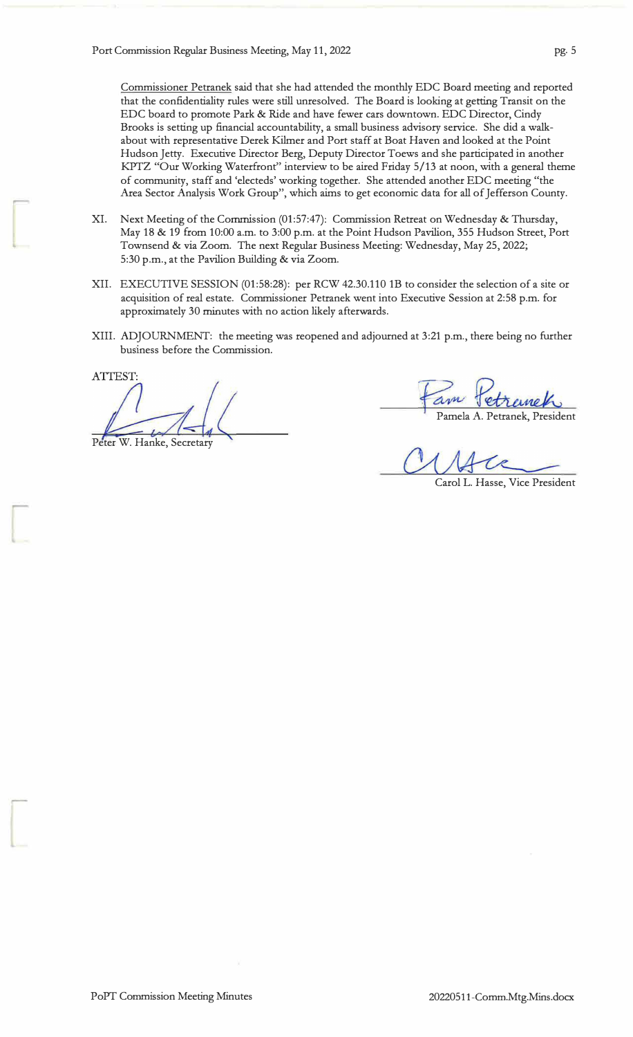Commissioner Petranek said that she had attended the monthly EDC Board meeting and reported that the confidentiality rules were still unresolved. The Board is looking at getting Transit on the EDC board to promote Park & Ride and have fewer cars downtown. EDC Director, Cindy Brooks is setting up financial accountability, a small business advisory service. She did a walk-about with representative Derek Kilmer and Port staff at Boat Haven and looked at the Point Hudson Jetty. Executive Director Berg, Deputy Director Toews and she participated in another KPTZ "Our Working Waterfront" interview to be aired Friday 5/13 at noon, with a general theme of community, staff and 'electeds' working together. She attended another EDC meeting "the Area Sector Analysis Work Group", which aims to get economic data for all of Jefferson County.

XI. Next Meeting of the Commission (01:57:47): Commission Retreat on Wednesday & Thursday, May 18 & 19 from 10:00 a.m. to 3:00 p.m. at the Point Hudson Pavilion, 355 Hudson Street, Port Townsend & via Zoom. The next Regular Business Meeting: Wednesday, May 25, 2022; 5:30 p.m., at the Pavilion Building & via Zoom.

XII. EXECUTIVE SESSION (01:58:28): per RCW 42.30.110 1B to consider the selection of a site or acquisition of real estate. Commissioner Petranek went into Executive Session at 2:58 p.m. for approximately 30 minutes with no action likely afterwards.

XIII. ADJOURNMENT: the meeting was reopened and adjourned at 3:21 p.m., there being no further business before the Commission.

ATTEST:

Peter W. Hanke, Secretary

Pamela A. Petranek, President

Carol L. Hasse, Vice President